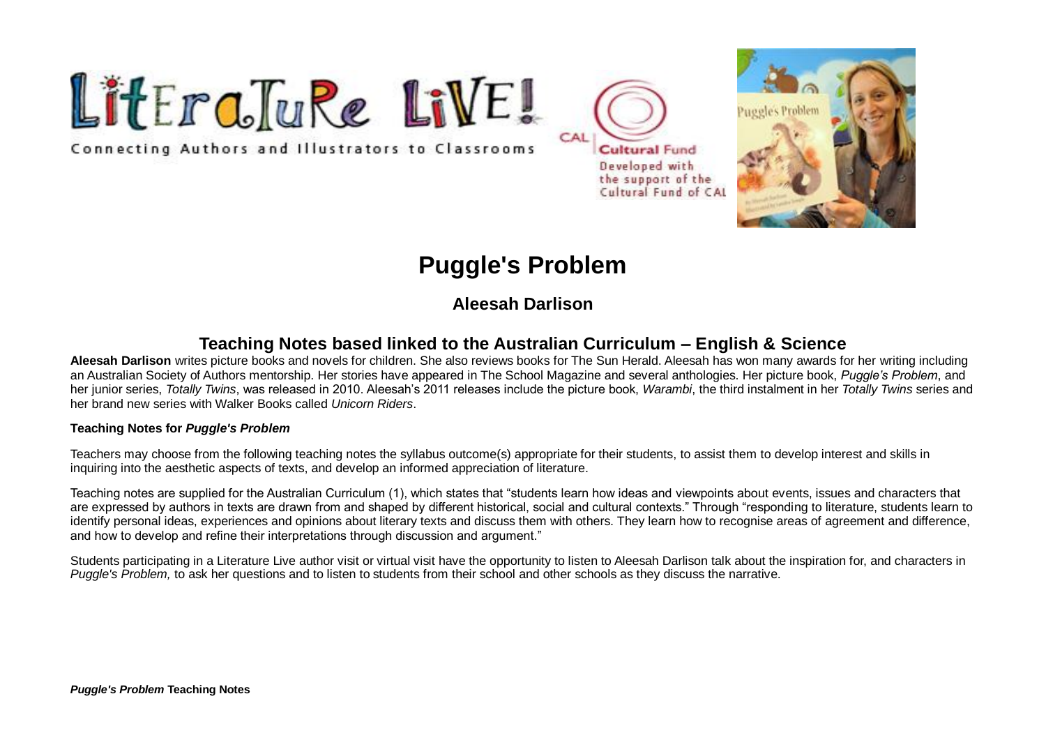Literature Live!

Connecting Authors and Illustrators to Classrooms

CAL Cultural Fund
Developed with the support of the Cultural Fund of CAL

# Puggle's Problem

## Aleesah Darlison

## Teaching Notes based linked to the Australian Curriculum – English & Science

**Aleesah Darlison** writes picture books and novels for children. She also reviews books for The Sun Herald. Aleesah has won many awards for her writing including an Australian Society of Authors mentorship. Her stories have appeared in The School Magazine and several anthologies. Her picture book, *Puggle's Problem*, and her junior series, *Totally Twins*, was released in 2010. Aleesah's 2011 releases include the picture book, *Warambi*, the third instalment in her *Totally Twins* series and her brand new series with Walker Books called *Unicorn Riders*.

**Teaching Notes for *Puggle's Problem***

Teachers may choose from the following teaching notes the syllabus outcome(s) appropriate for their students, to assist them to develop interest and skills in inquiring into the aesthetic aspects of texts, and develop an informed appreciation of literature.

Teaching notes are supplied for the Australian Curriculum (1), which states that "students learn how ideas and viewpoints about events, issues and characters that are expressed by authors in texts are drawn from and shaped by different historical, social and cultural contexts." Through "responding to literature, students learn to identify personal ideas, experiences and opinions about literary texts and discuss them with others. They learn how to recognise areas of agreement and difference, and how to develop and refine their interpretations through discussion and argument."

Students participating in a Literature Live author visit or virtual visit have the opportunity to listen to Aleesah Darlison talk about the inspiration for, and characters in *Puggle's Problem,* to ask her questions and to listen to students from their school and other schools as they discuss the narrative.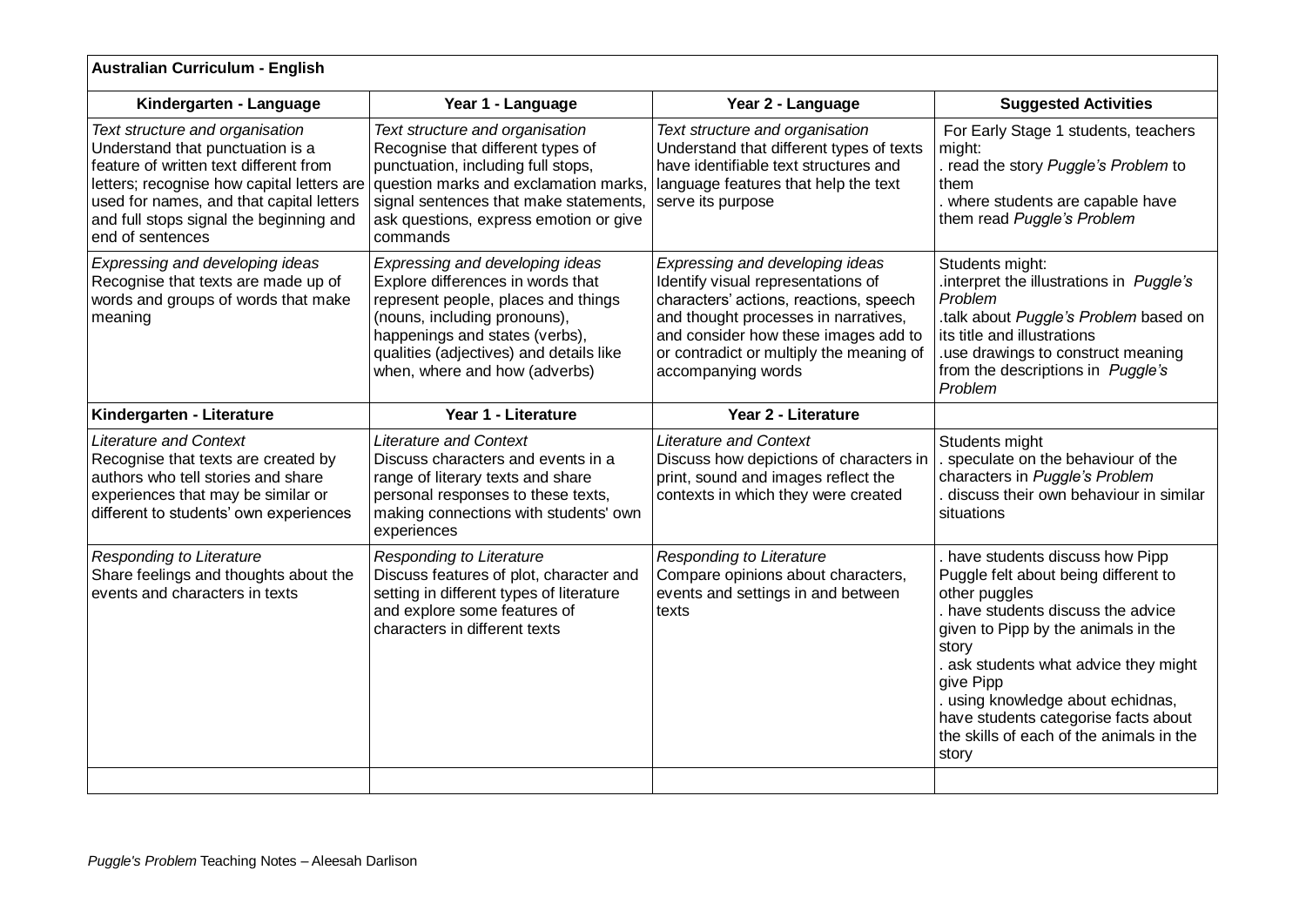| Australian Curriculum - English | | | |
|---|---|---|---|
| **Kindergarten - Language** | **Year 1 - Language** | **Year 2 - Language** | **Suggested Activities** |
| *Text structure and organisation* Understand that punctuation is a feature of written text different from letters; recognise how capital letters are used for names, and that capital letters and full stops signal the beginning and end of sentences | *Text structure and organisation* Recognise that different types of punctuation, including full stops, question marks and exclamation marks, signal sentences that make statements, ask questions, express emotion or give commands | *Text structure and organisation* Understand that different types of texts have identifiable text structures and language features that help the text serve its purpose | For Early Stage 1 students, teachers might: . read the story *Puggle's Problem* to them . where students are capable have them read *Puggle's Problem* |
| *Expressing and developing ideas* Recognise that texts are made up of words and groups of words that make meaning | *Expressing and developing ideas* Explore differences in words that represent people, places and things (nouns, including pronouns), happenings and states (verbs), qualities (adjectives) and details like when, where and how (adverbs) | *Expressing and developing ideas* Identify visual representations of characters' actions, reactions, speech and thought processes in narratives, and consider how these images add to or contradict or multiply the meaning of accompanying words | Students might: .interpret the illustrations in *Puggle's Problem* .talk about *Puggle's Problem* based on its title and illustrations .use drawings to construct meaning from the descriptions in *Puggle's Problem* |
| **Kindergarten - Literature** | **Year 1 - Literature** | **Year 2 - Literature** | |
| *Literature and Context* Recognise that texts are created by authors who tell stories and share experiences that may be similar or different to students' own experiences | *Literature and Context* Discuss characters and events in a range of literary texts and share personal responses to these texts, making connections with students' own experiences | *Literature and Context* Discuss how depictions of characters in print, sound and images reflect the contexts in which they were created | Students might . speculate on the behaviour of the characters in *Puggle's Problem* . discuss their own behaviour in similar situations |
| *Responding to Literature* Share feelings and thoughts about the events and characters in texts | *Responding to Literature* Discuss features of plot, character and setting in different types of literature and explore some features of characters in different texts | *Responding to Literature* Compare opinions about characters, events and settings in and between texts | . have students discuss how Pipp Puggle felt about being different to other puggles . have students discuss the advice given to Pipp by the animals in the story . ask students what advice they might give Pipp . using knowledge about echidnas, have students categorise facts about the skills of each of the animals in the story |
| | | | |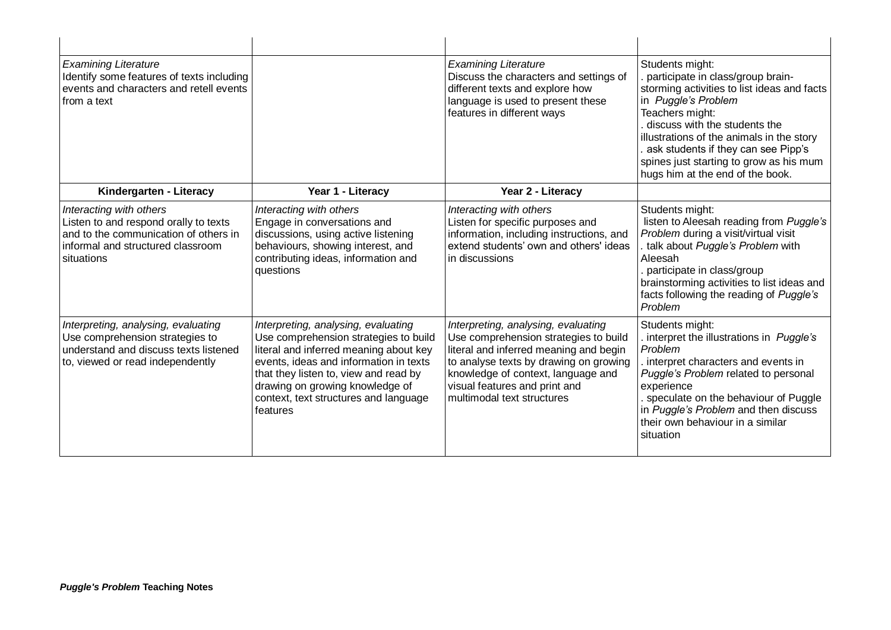| | | | |
|---|---|---|---|
| | | | |
| *Examining Literature*<br>Identify some features of texts including events and characters and retell events from a text | | *Examining Literature*<br>Discuss the characters and settings of different texts and explore how language is used to present these features in different ways | Students might:<br>. participate in class/group brain-storming activities to list ideas and facts in *Puggle's Problem*<br>Teachers might:<br>. discuss with the students the illustrations of the animals in the story<br>. ask students if they can see Pipp's spines just starting to grow as his mum hugs him at the end of the book. |
| **Kindergarten - Literacy** | **Year 1 - Literacy** | **Year 2 - Literacy** | |
| *Interacting with others*<br>Listen to and respond orally to texts and to the communication of others in informal and structured classroom situations | *Interacting with others*<br>Engage in conversations and discussions, using active listening behaviours, showing interest, and contributing ideas, information and questions | *Interacting with others*<br>Listen for specific purposes and information, including instructions, and extend students' own and others' ideas in discussions | Students might:<br>listen to Aleesah reading from *Puggle's Problem* during a visit/virtual visit<br>. talk about *Puggle's Problem* with Aleesah<br>. participate in class/group brainstorming activities to list ideas and facts following the reading of *Puggle's Problem* |
| *Interpreting, analysing, evaluating*<br>Use comprehension strategies to understand and discuss texts listened to, viewed or read independently | *Interpreting, analysing, evaluating*<br>Use comprehension strategies to build literal and inferred meaning about key events, ideas and information in texts that they listen to, view and read by drawing on growing knowledge of context, text structures and language features | *Interpreting, analysing, evaluating*<br>Use comprehension strategies to build literal and inferred meaning and begin to analyse texts by drawing on growing knowledge of context, language and visual features and print and multimodal text structures | Students might:<br>. interpret the illustrations in *Puggle's Problem*<br>. interpret characters and events in *Puggle's Problem* related to personal experience<br>. speculate on the behaviour of Puggle in *Puggle's Problem* and then discuss their own behaviour in a similar situation |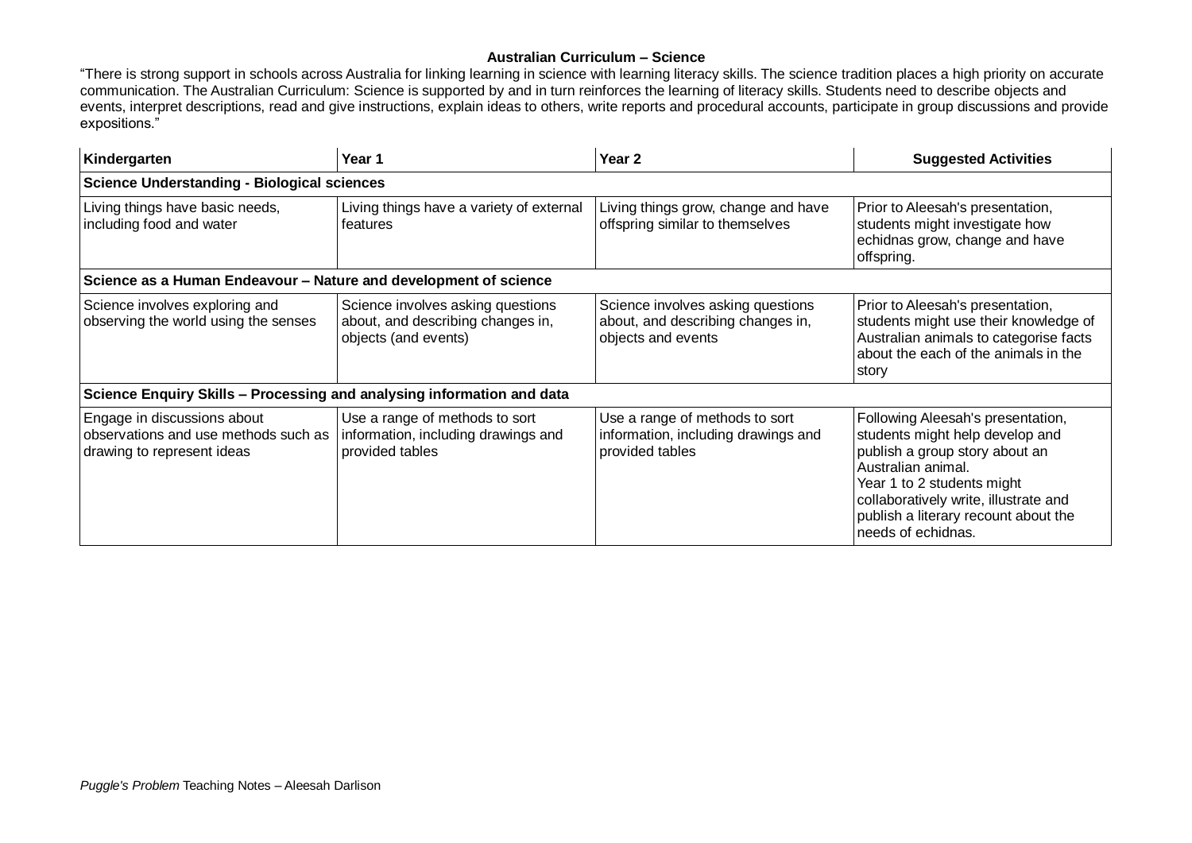**Australian Curriculum – Science**

"There is strong support in schools across Australia for linking learning in science with learning literacy skills. The science tradition places a high priority on accurate communication. The Australian Curriculum: Science is supported by and in turn reinforces the learning of literacy skills. Students need to describe objects and events, interpret descriptions, read and give instructions, explain ideas to others, write reports and procedural accounts, participate in group discussions and provide expositions."

| Kindergarten | Year 1 | Year 2 | Suggested Activities |
|---|---|---|---|
| **Science Understanding - Biological sciences** | | | |
| Living things have basic needs, including food and water | Living things have a variety of external features | Living things grow, change and have offspring similar to themselves | Prior to Aleesah's presentation, students might investigate how echidnas grow, change and have offspring. |
| **Science as a Human Endeavour – Nature and development of science** | | | |
| Science involves exploring and observing the world using the senses | Science involves asking questions about, and describing changes in, objects (and events) | Science involves asking questions about, and describing changes in, objects and events | Prior to Aleesah's presentation, students might use their knowledge of Australian animals to categorise facts about the each of the animals in the story |
| **Science Enquiry Skills – Processing and analysing information and data** | | | |
| Engage in discussions about observations and use methods such as drawing to represent ideas | Use a range of methods to sort information, including drawings and provided tables | Use a range of methods to sort information, including drawings and provided tables | Following Aleesah's presentation, students might help develop and publish a group story about an Australian animal.<br>Year 1 to 2 students might collaboratively write, illustrate and publish a literary recount about the needs of echidnas. |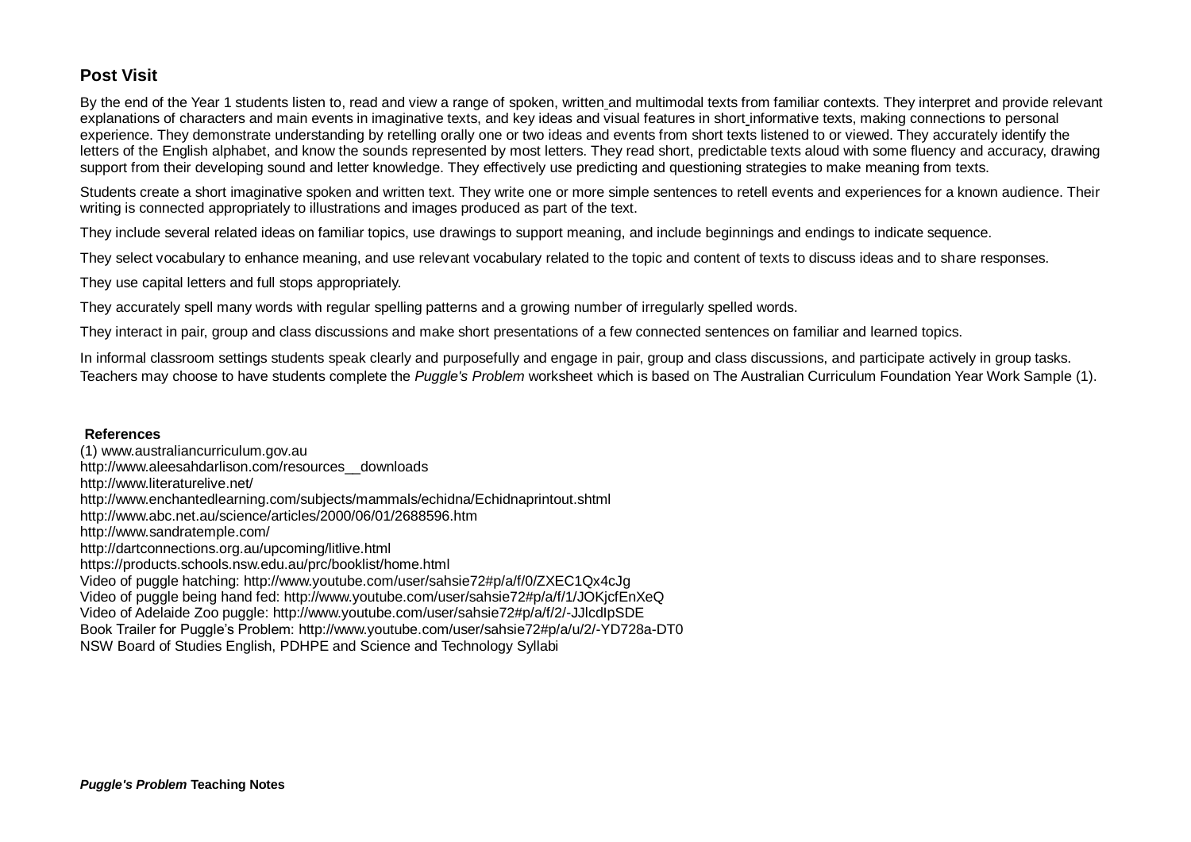## Post Visit

By the end of the Year 1 students listen to, read and view a range of spoken, written and multimodal texts from familiar contexts. They interpret and provide relevant explanations of characters and main events in imaginative texts, and key ideas and visual features in short informative texts, making connections to personal experience. They demonstrate understanding by retelling orally one or two ideas and events from short texts listened to or viewed. They accurately identify the letters of the English alphabet, and know the sounds represented by most letters. They read short, predictable texts aloud with some fluency and accuracy, drawing support from their developing sound and letter knowledge. They effectively use predicting and questioning strategies to make meaning from texts.

Students create a short imaginative spoken and written text. They write one or more simple sentences to retell events and experiences for a known audience. Their writing is connected appropriately to illustrations and images produced as part of the text.

They include several related ideas on familiar topics, use drawings to support meaning, and include beginnings and endings to indicate sequence.

They select vocabulary to enhance meaning, and use relevant vocabulary related to the topic and content of texts to discuss ideas and to share responses.

They use capital letters and full stops appropriately.

They accurately spell many words with regular spelling patterns and a growing number of irregularly spelled words.

They interact in pair, group and class discussions and make short presentations of a few connected sentences on familiar and learned topics.

In informal classroom settings students speak clearly and purposefully and engage in pair, group and class discussions, and participate actively in group tasks.
Teachers may choose to have students complete the *Puggle's Problem* worksheet which is based on The Australian Curriculum Foundation Year Work Sample (1).

**References**

(1) www.australiancurriculum.gov.au
http://www.aleesahdarlison.com/resources__downloads
http://www.literaturelive.net/
http://www.enchantedlearning.com/subjects/mammals/echidna/Echidnaprintout.shtml
http://www.abc.net.au/science/articles/2000/06/01/2688596.htm
http://www.sandratemple.com/
http://dartconnections.org.au/upcoming/litlive.html
https://products.schools.nsw.edu.au/prc/booklist/home.html
Video of puggle hatching: http://www.youtube.com/user/sahsie72#p/a/f/0/ZXEC1Qx4cJg
Video of puggle being hand fed: http://www.youtube.com/user/sahsie72#p/a/f/1/JOKjcfEnXeQ
Video of Adelaide Zoo puggle: http://www.youtube.com/user/sahsie72#p/a/f/2/-JJlcdIpSDE
Book Trailer for Puggle's Problem: http://www.youtube.com/user/sahsie72#p/a/u/2/-YD728a-DT0
NSW Board of Studies English, PDHPE and Science and Technology Syllabi